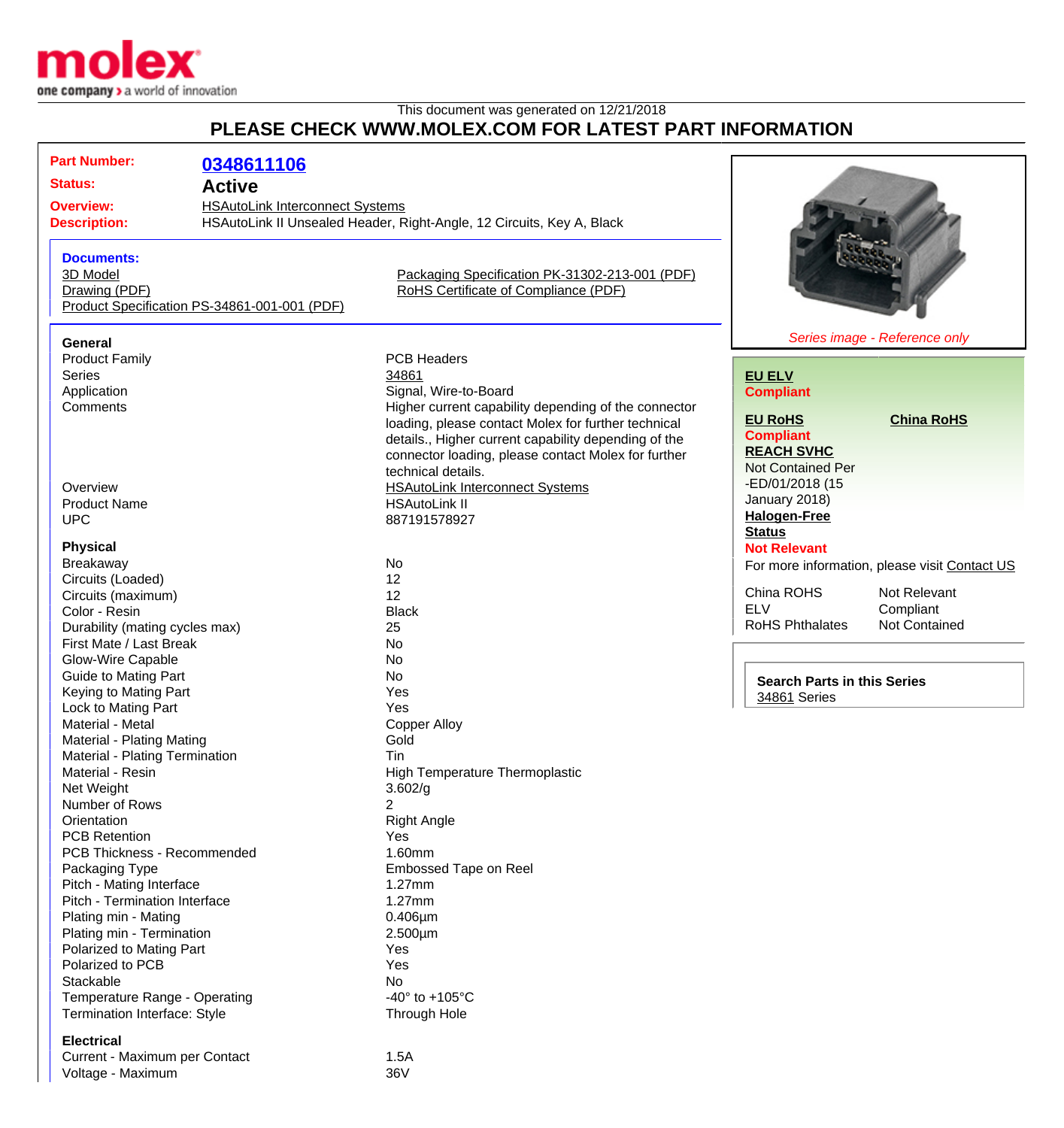This document was generated on 12/21/2018

# PLEASE CHECK WWW.MOLEX.COM FOR LATEST PART INFORMATION

**Part Number:** 0348611106

**Status:** Active

**Overview:** HSAutoLink Interconnect Systems

**Description:** HSAutoLink II Unsealed Header, Right-Angle, 12 Circuits, Key A, Black

**Documents:**
- 3D Model
- Drawing (PDF)
- Product Specification PS-34861-001-001 (PDF)
- Packaging Specification PK-31302-213-001 (PDF)
- RoHS Certificate of Compliance (PDF)

*Series image - Reference only*

**EU ELV**
**Compliant**

**EU RoHS**
**Compliant**

**China RoHS**

**REACH SVHC**
Not Contained Per -ED/01/2018 (15 January 2018)

**Halogen-Free Status**
**Not Relevant**

For more information, please visit Contact US

| | |
|---|---|
| China ROHS | Not Relevant |
| ELV | Compliant |
| RoHS Phthalates | Not Contained |

**Search Parts in this Series**
34861 Series

### General

| | |
|---|---|
| Product Family | PCB Headers |
| Series | 34861 |
| Application | Signal, Wire-to-Board |
| Comments | Higher current capability depending of the connector loading, please contact Molex for further technical details., Higher current capability depending of the connector loading, please contact Molex for further technical details. |
| Overview | HSAutoLink Interconnect Systems |
| Product Name | HSAutoLink II |
| UPC | 887191578927 |

### Physical

| | |
|---|---|
| Breakaway | No |
| Circuits (Loaded) | 12 |
| Circuits (maximum) | 12 |
| Color - Resin | Black |
| Durability (mating cycles max) | 25 |
| First Mate / Last Break | No |
| Glow-Wire Capable | No |
| Guide to Mating Part | No |
| Keying to Mating Part | Yes |
| Lock to Mating Part | Yes |
| Material - Metal | Copper Alloy |
| Material - Plating Mating | Gold |
| Material - Plating Termination | Tin |
| Material - Resin | High Temperature Thermoplastic |
| Net Weight | 3.602/g |
| Number of Rows | 2 |
| Orientation | Right Angle |
| PCB Retention | Yes |
| PCB Thickness - Recommended | 1.60mm |
| Packaging Type | Embossed Tape on Reel |
| Pitch - Mating Interface | 1.27mm |
| Pitch - Termination Interface | 1.27mm |
| Plating min - Mating | 0.406µm |
| Plating min - Termination | 2.500µm |
| Polarized to Mating Part | Yes |
| Polarized to PCB | Yes |
| Stackable | No |
| Temperature Range - Operating | -40° to +105°C |
| Termination Interface: Style | Through Hole |

### Electrical

| | |
|---|---|
| Current - Maximum per Contact | 1.5A |
| Voltage - Maximum | 36V |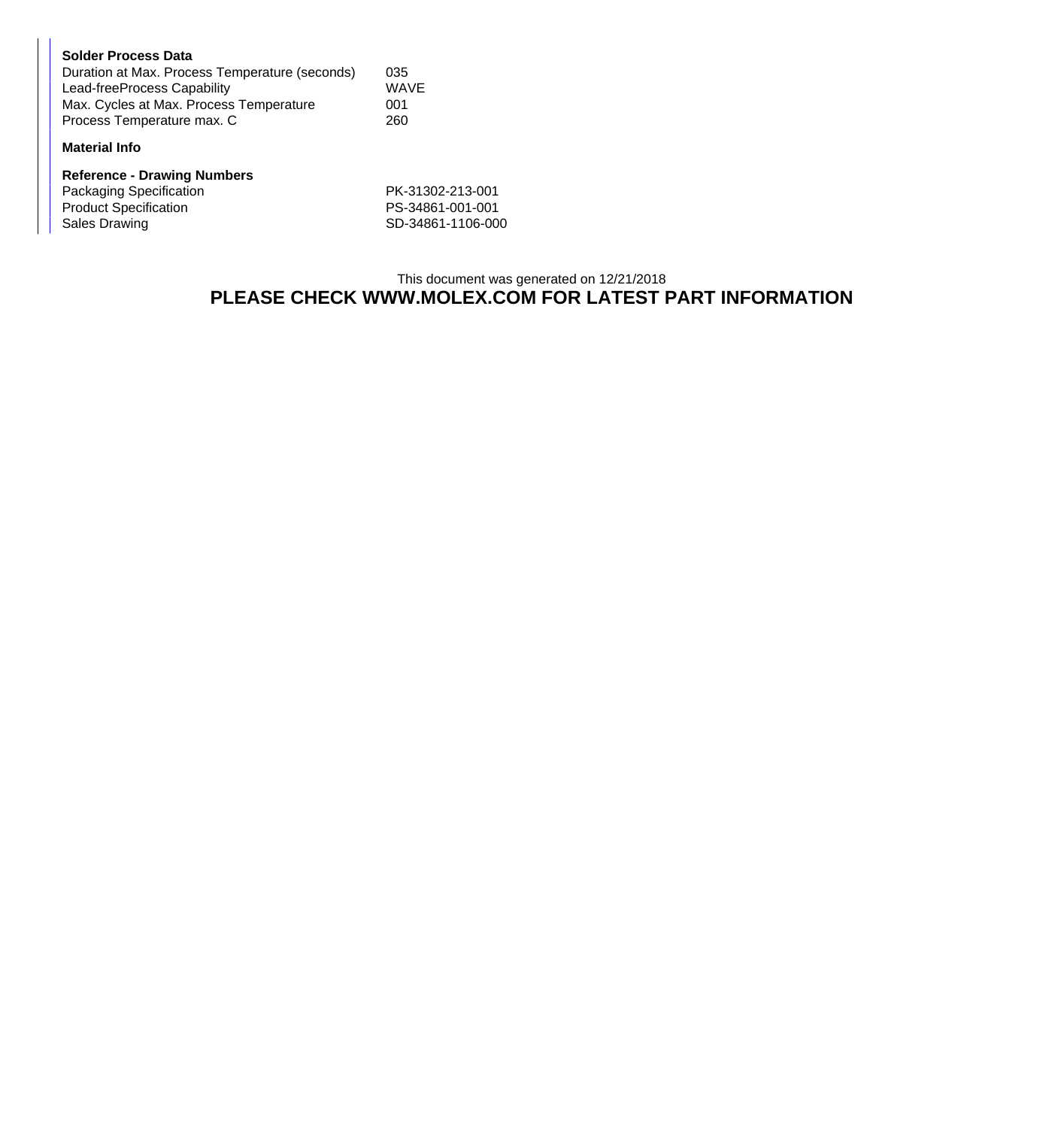**Solder Process Data**

| | |
|---|---|
| Duration at Max. Process Temperature (seconds) | 035 |
| Lead-freeProcess Capability | WAVE |
| Max. Cycles at Max. Process Temperature | 001 |
| Process Temperature max. C | 260 |

**Material Info**

**Reference - Drawing Numbers**

| | |
|---|---|
| Packaging Specification | PK-31302-213-001 |
| Product Specification | PS-34861-001-001 |
| Sales Drawing | SD-34861-1106-000 |

This document was generated on 12/21/2018

**PLEASE CHECK WWW.MOLEX.COM FOR LATEST PART INFORMATION**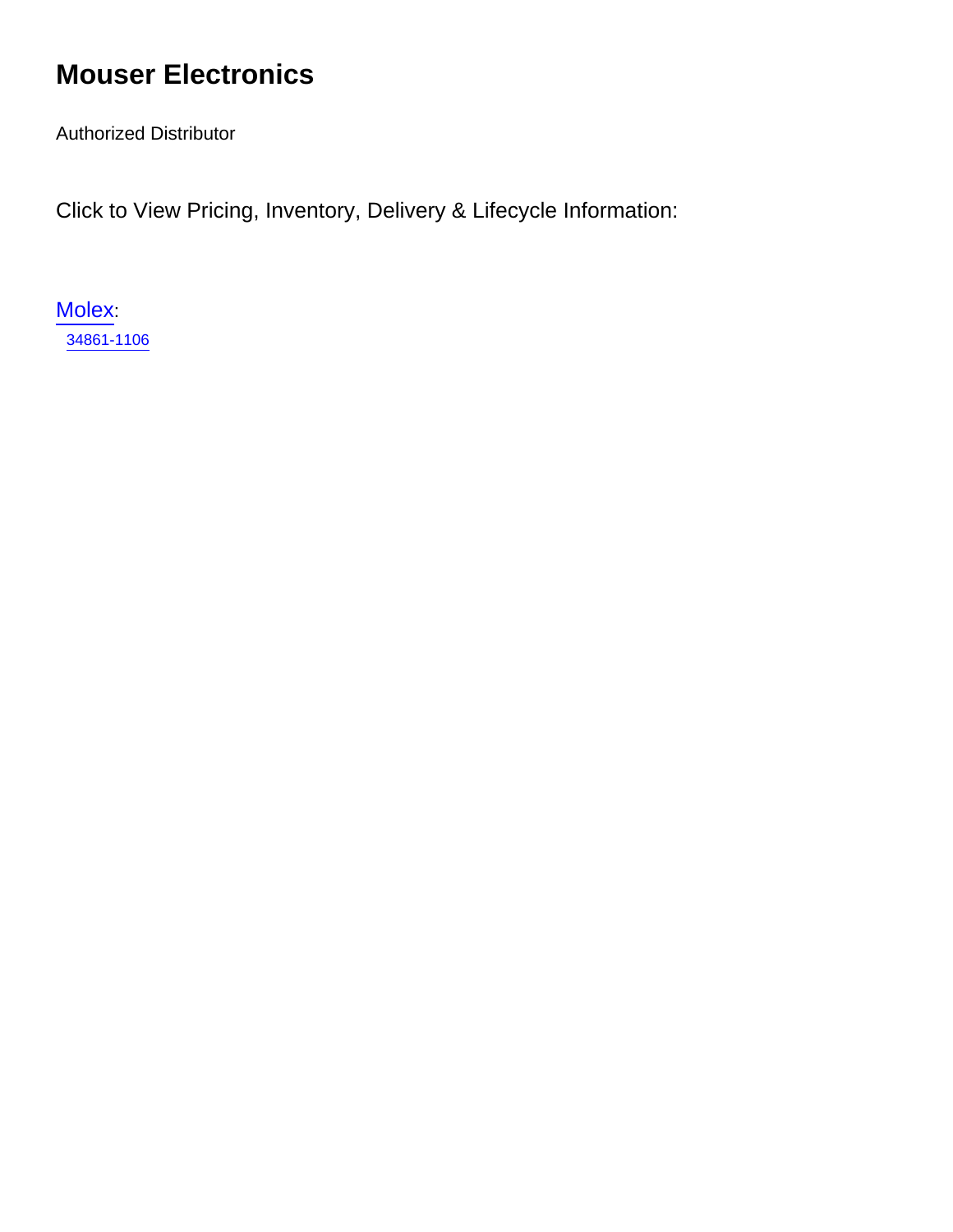# Mouser Electronics

Authorized Distributor

Click to View Pricing, Inventory, Delivery & Lifecycle Information:

Molex:

34861-1106